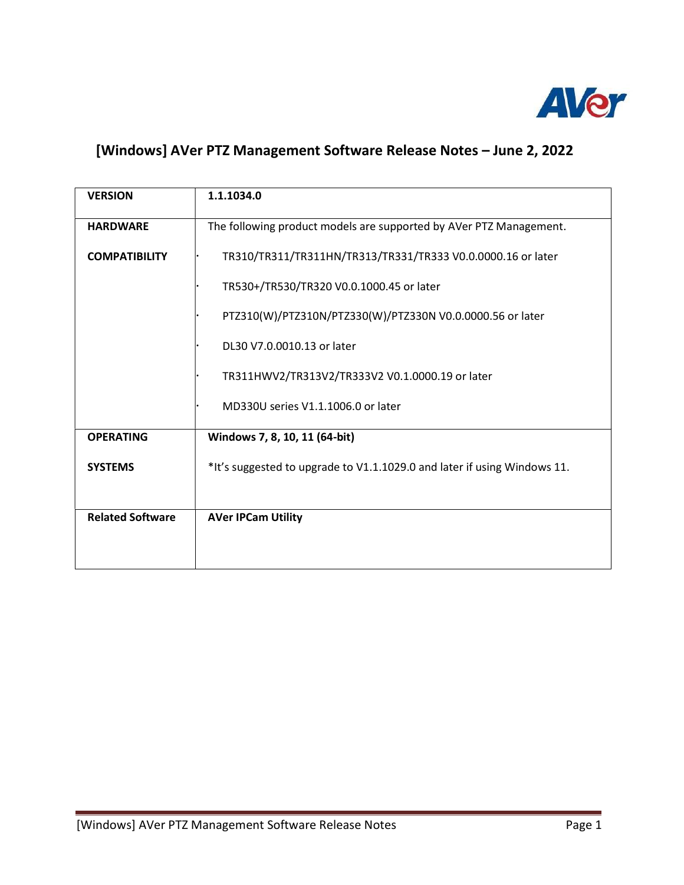# [Windows] AVer PTZ Management Software Release Notes – June 2, 2022

| | |
|---|---|
| **VERSION** | **1.1.1034.0** |
| **HARDWARE COMPATIBILITY** | The following product models are supported by AVer PTZ Management.<br>· TR310/TR311/TR311HN/TR313/TR331/TR333 V0.0.0000.16 or later<br>· TR530+/TR530/TR320 V0.0.1000.45 or later<br>· PTZ310(W)/PTZ310N/PTZ330(W)/PTZ330N V0.0.0000.56 or later<br>· DL30 V7.0.0010.13 or later<br>· TR311HWV2/TR313V2/TR333V2 V0.1.0000.19 or later<br>· MD330U series V1.1.1006.0 or later |
| **OPERATING SYSTEMS** | **Windows 7, 8, 10, 11 (64-bit)**<br>*It's suggested to upgrade to V1.1.1029.0 and later if using Windows 11. |
| **Related Software** | **AVer IPCam Utility** |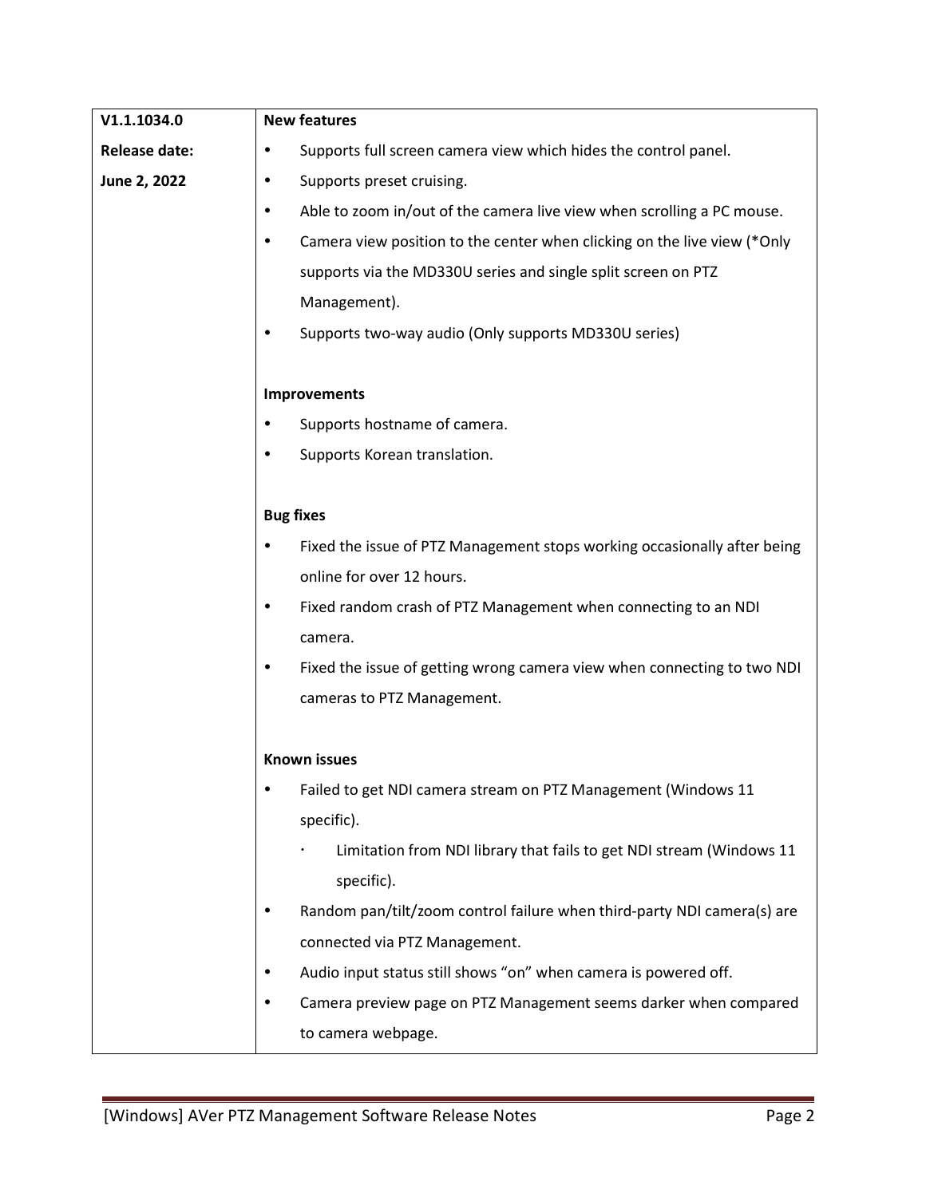| V1.1.1034.0<br>**Release date:**<br>**June 2, 2022** | **New features**<br>• Supports full screen camera view which hides the control panel.<br>• Supports preset cruising.<br>• Able to zoom in/out of the camera live view when scrolling a PC mouse.<br>• Camera view position to the center when clicking on the live view (*Only supports via the MD330U series and single split screen on PTZ Management).<br>• Supports two-way audio (Only supports MD330U series)<br><br>**Improvements**<br>• Supports hostname of camera.<br>• Supports Korean translation.<br><br>**Bug fixes**<br>• Fixed the issue of PTZ Management stops working occasionally after being online for over 12 hours.<br>• Fixed random crash of PTZ Management when connecting to an NDI camera.<br>• Fixed the issue of getting wrong camera view when connecting to two NDI cameras to PTZ Management.<br><br>**Known issues**<br>• Failed to get NDI camera stream on PTZ Management (Windows 11 specific).<br>&nbsp;&nbsp;&nbsp;&nbsp;· Limitation from NDI library that fails to get NDI stream (Windows 11 specific).<br>• Random pan/tilt/zoom control failure when third-party NDI camera(s) are connected via PTZ Management.<br>• Audio input status still shows "on" when camera is powered off.<br>• Camera preview page on PTZ Management seems darker when compared to camera webpage. |
|---|---|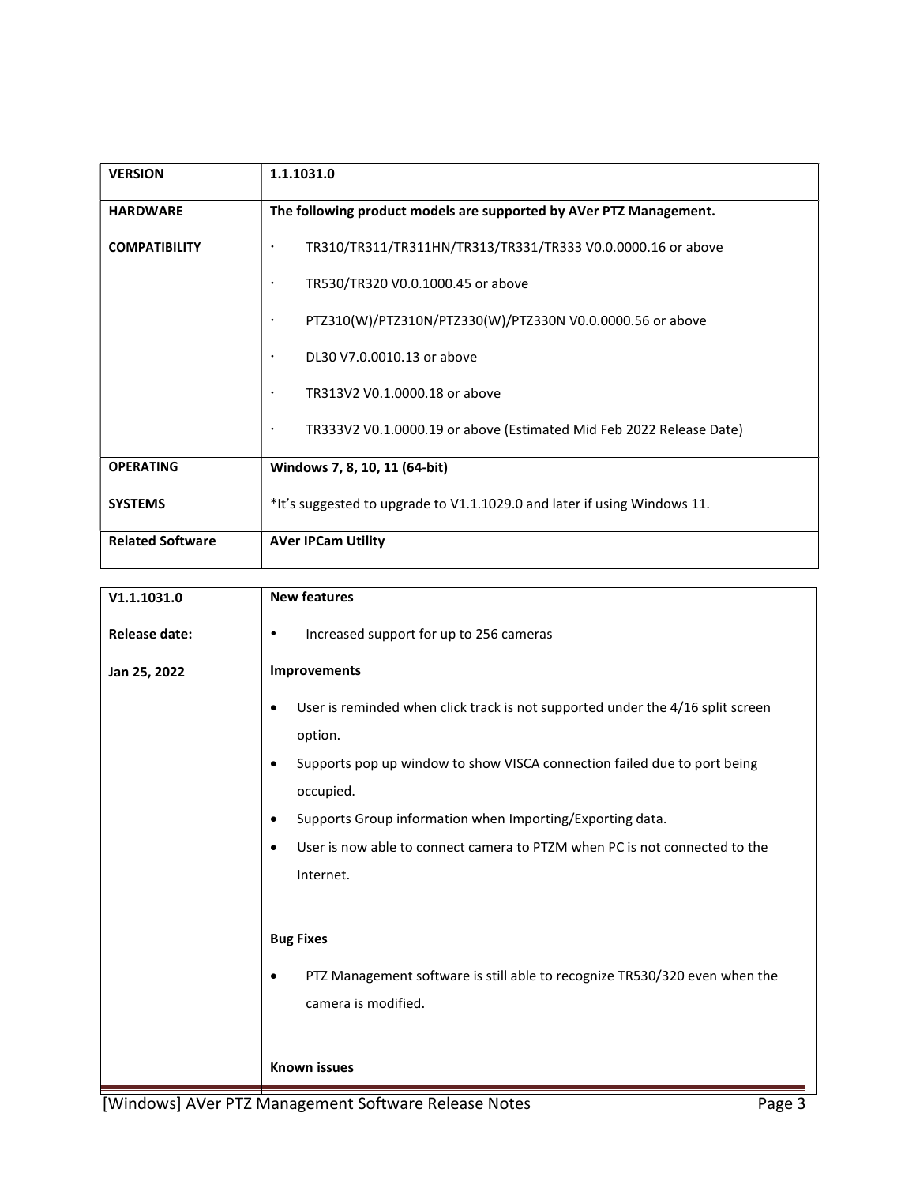| VERSION | 1.1.1031.0 |
| --- | --- |
| HARDWARE COMPATIBILITY | **The following product models are supported by AVer PTZ Management.**<br>· TR310/TR311/TR311HN/TR313/TR331/TR333 V0.0.0000.16 or above<br>· TR530/TR320 V0.0.1000.45 or above<br>· PTZ310(W)/PTZ310N/PTZ330(W)/PTZ330N V0.0.0000.56 or above<br>· DL30 V7.0.0010.13 or above<br>· TR313V2 V0.1.0000.18 or above<br>· TR333V2 V0.1.0000.19 or above (Estimated Mid Feb 2022 Release Date) |
| OPERATING SYSTEMS | **Windows 7, 8, 10, 11 (64-bit)**<br>*It's suggested to upgrade to V1.1.1029.0 and later if using Windows 11. |
| Related Software | **AVer IPCam Utility** |

| V1.1.1031.0<br><br>Release date:<br><br>Jan 25, 2022 | **New features**<br>• Increased support for up to 256 cameras<br><br>**Improvements**<br>• User is reminded when click track is not supported under the 4/16 split screen option.<br>• Supports pop up window to show VISCA connection failed due to port being occupied.<br>• Supports Group information when Importing/Exporting data.<br>• User is now able to connect camera to PTZM when PC is not connected to the Internet.<br><br>**Bug Fixes**<br>• PTZ Management software is still able to recognize TR530/320 even when the camera is modified.<br><br>**Known issues** |
| --- | --- |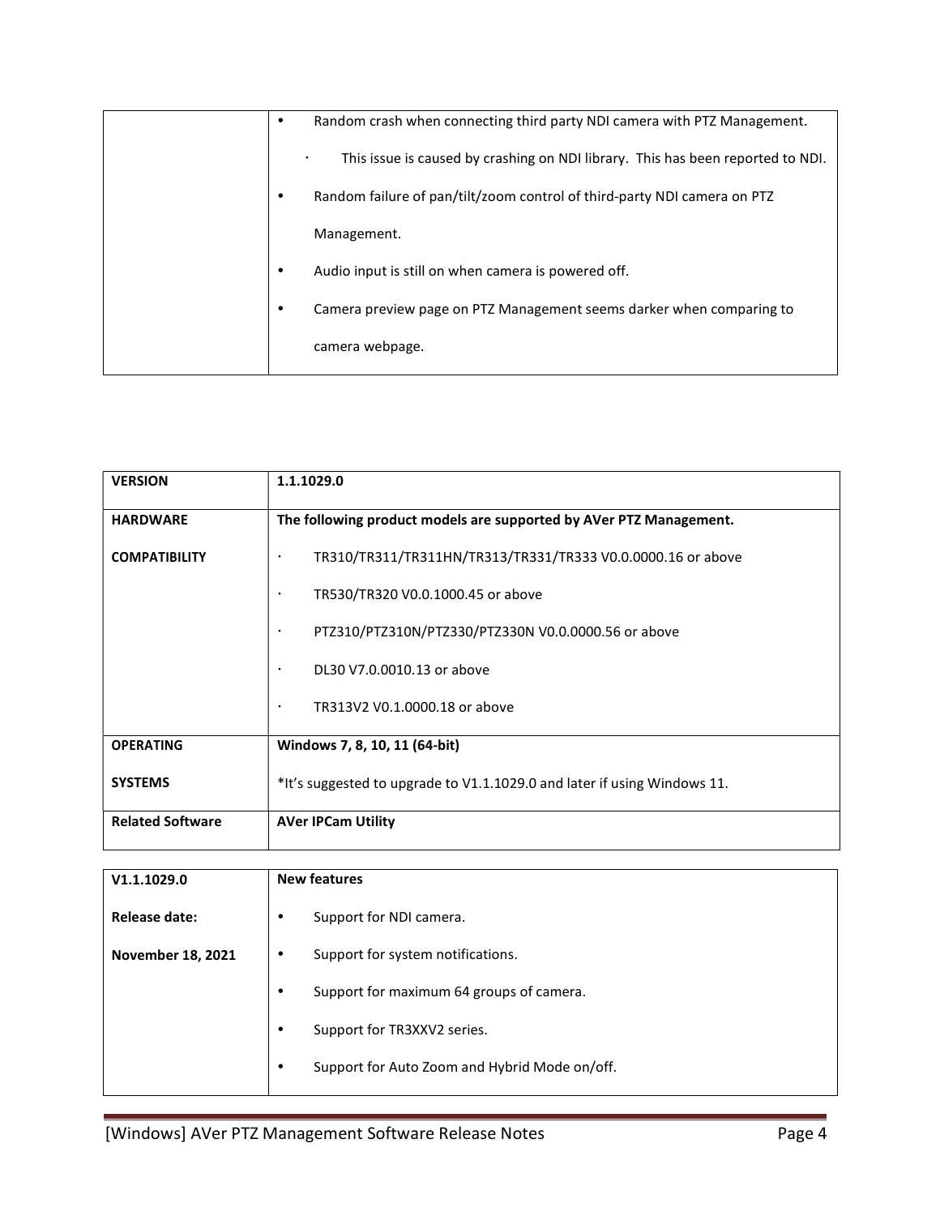| | • Random crash when connecting third party NDI camera with PTZ Management.<br>  · This issue is caused by crashing on NDI library. This has been reported to NDI.<br>• Random failure of pan/tilt/zoom control of third-party NDI camera on PTZ Management.<br>• Audio input is still on when camera is powered off.<br>• Camera preview page on PTZ Management seems darker when comparing to camera webpage. |
|---|---|

| **VERSION** | **1.1.1029.0** |
|---|---|
| **HARDWARE COMPATIBILITY** | **The following product models are supported by AVer PTZ Management.**<br>· TR310/TR311/TR311HN/TR313/TR331/TR333 V0.0.0000.16 or above<br>· TR530/TR320 V0.0.1000.45 or above<br>· PTZ310/PTZ310N/PTZ330/PTZ330N V0.0.0000.56 or above<br>· DL30 V7.0.0010.13 or above<br>· TR313V2 V0.1.0000.18 or above |
| **OPERATING SYSTEMS** | **Windows 7, 8, 10, 11 (64-bit)**<br>*It's suggested to upgrade to V1.1.1029.0 and later if using Windows 11. |
| **Related Software** | **AVer IPCam Utility** |

| **V1.1.1029.0**<br>**Release date:**<br>**November 18, 2021** | **New features**<br>• Support for NDI camera.<br>• Support for system notifications.<br>• Support for maximum 64 groups of camera.<br>• Support for TR3XXV2 series.<br>• Support for Auto Zoom and Hybrid Mode on/off. |
|---|---|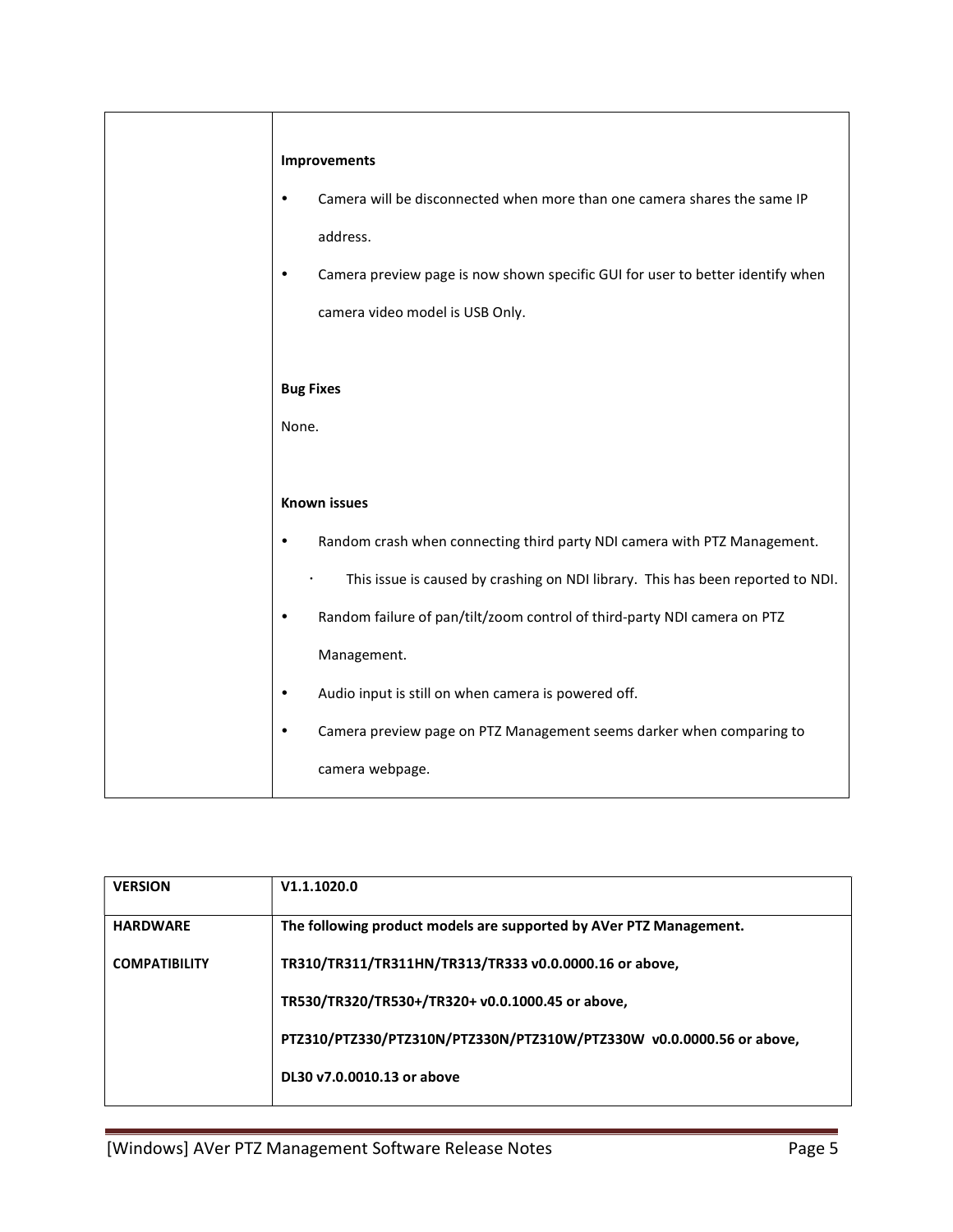| | |
|---|---|
| | **Improvements**<br>• Camera will be disconnected when more than one camera shares the same IP address.<br>• Camera preview page is now shown specific GUI for user to better identify when camera video model is USB Only.<br><br>**Bug Fixes**<br>None.<br><br>**Known issues**<br>• Random crash when connecting third party NDI camera with PTZ Management.<br>  · This issue is caused by crashing on NDI library. This has been reported to NDI.<br>• Random failure of pan/tilt/zoom control of third-party NDI camera on PTZ Management.<br>• Audio input is still on when camera is powered off.<br>• Camera preview page on PTZ Management seems darker when comparing to camera webpage. |

| **VERSION** | **V1.1.1020.0** |
|---|---|
| **HARDWARE COMPATIBILITY** | **The following product models are supported by AVer PTZ Management.**<br>**TR310/TR311/TR311HN/TR313/TR333 v0.0.0000.16 or above,**<br>**TR530/TR320/TR530+/TR320+ v0.0.1000.45 or above,**<br>**PTZ310/PTZ330/PTZ310N/PTZ330N/PTZ310W/PTZ330W v0.0.0000.56 or above,**<br>**DL30 v7.0.0010.13 or above** |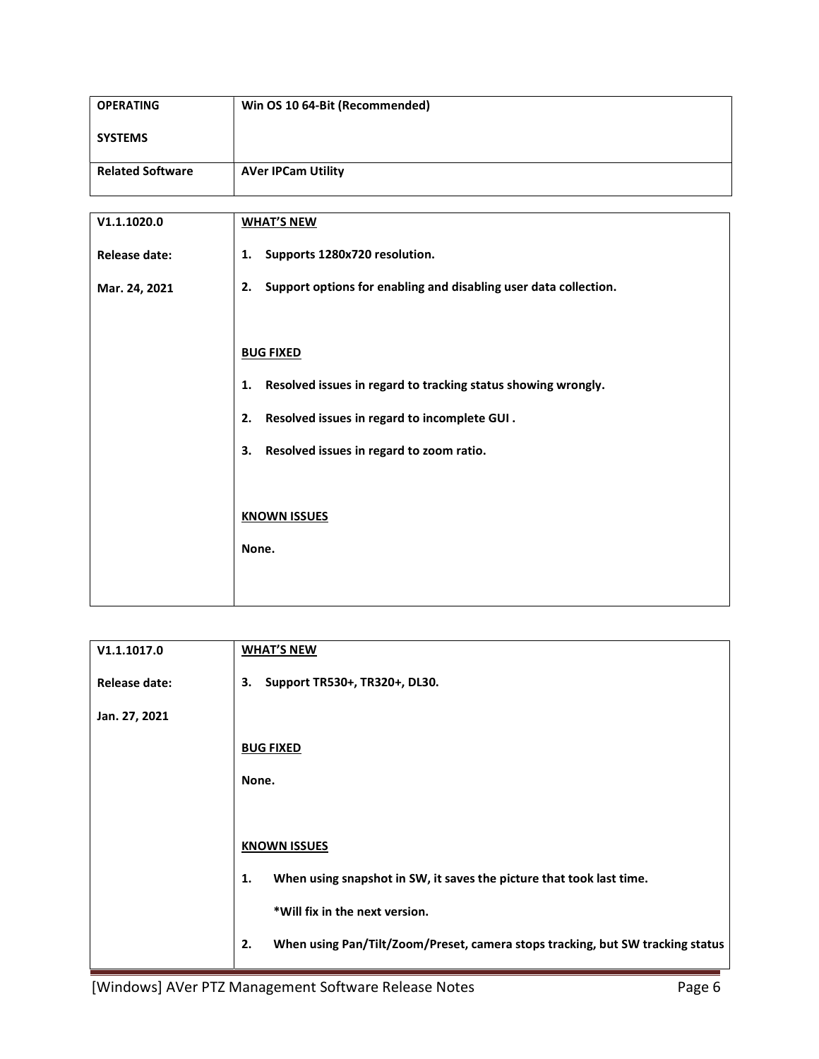| OPERATING SYSTEMS | Win OS 10 64-Bit (Recommended) |
| --- | --- |
| Related Software | AVer IPCam Utility |

| V1.1.1020.0<br><br>Release date:<br><br>Mar. 24, 2021 | **WHAT'S NEW**<br><br>1. Supports 1280x720 resolution.<br><br>2. Support options for enabling and disabling user data collection.<br><br>**BUG FIXED**<br><br>1. Resolved issues in regard to tracking status showing wrongly.<br><br>2. Resolved issues in regard to incomplete GUI .<br><br>3. Resolved issues in regard to zoom ratio.<br><br>**KNOWN ISSUES**<br><br>None. |
| --- | --- |

| V1.1.1017.0<br><br>Release date:<br><br>Jan. 27, 2021 | **WHAT'S NEW**<br><br>3. Support TR530+, TR320+, DL30.<br><br>**BUG FIXED**<br><br>None.<br><br>**KNOWN ISSUES**<br><br>1. When using snapshot in SW, it saves the picture that took last time.<br><br>*Will fix in the next version.<br><br>2. When using Pan/Tilt/Zoom/Preset, camera stops tracking, but SW tracking status |
| --- | --- |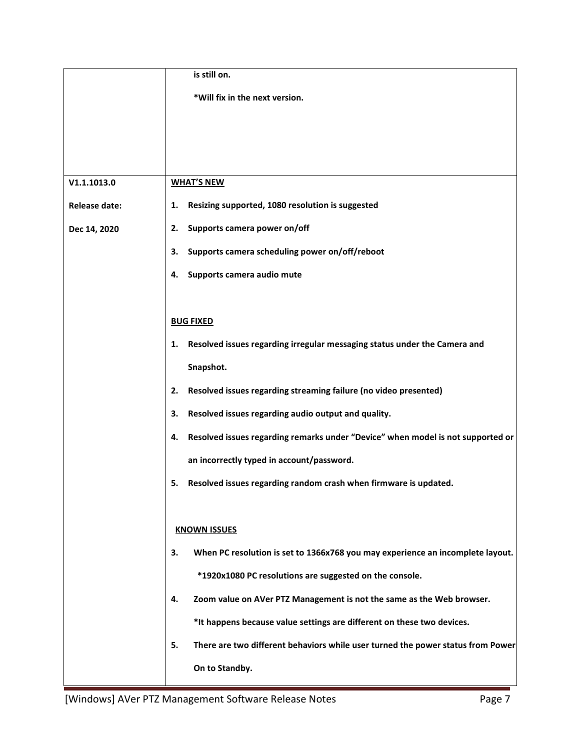| | |
|---|---|
| | is still on.<br><br>*Will fix in the next version. |
| **V1.1.1013.0**<br><br>**Release date:**<br><br>**Dec 14, 2020** | **WHAT'S NEW**<br><br>1. **Resizing supported, 1080 resolution is suggested**<br>2. **Supports camera power on/off**<br>3. **Supports camera scheduling power on/off/reboot**<br>4. **Supports camera audio mute**<br><br>**BUG FIXED**<br><br>1. **Resolved issues regarding irregular messaging status under the Camera and Snapshot.**<br>2. **Resolved issues regarding streaming failure (no video presented)**<br>3. **Resolved issues regarding audio output and quality.**<br>4. **Resolved issues regarding remarks under "Device" when model is not supported or an incorrectly typed in account/password.**<br>5. **Resolved issues regarding random crash when firmware is updated.**<br><br>**KNOWN ISSUES**<br><br>3. **When PC resolution is set to 1366x768 you may experience an incomplete layout.**<br>**\*1920x1080 PC resolutions are suggested on the console.**<br>4. **Zoom value on AVer PTZ Management is not the same as the Web browser.**<br>**\*It happens because value settings are different on these two devices.**<br>5. **There are two different behaviors while user turned the power status from Power On to Standby.** |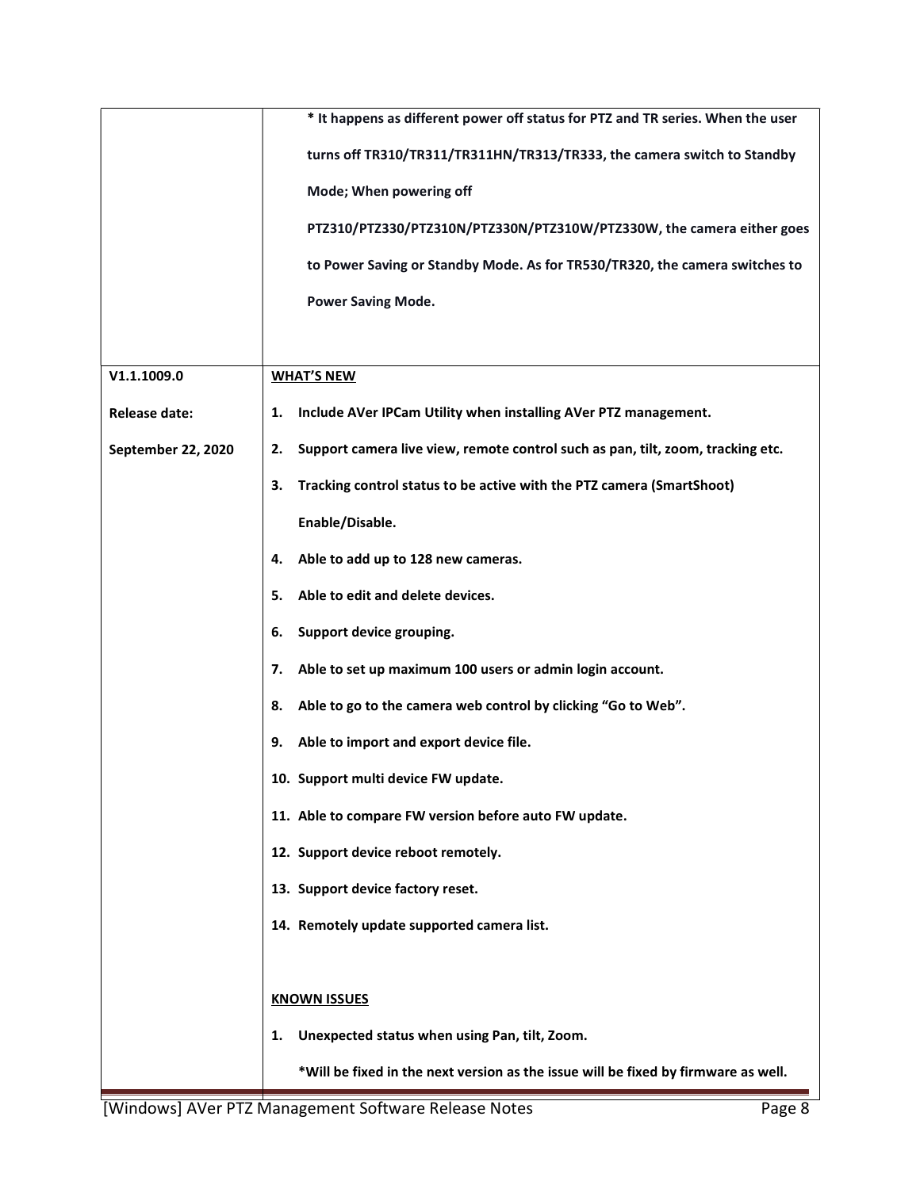| | |
|---|---|
| | **\* It happens as different power off status for PTZ and TR series. When the user turns off TR310/TR311/TR311HN/TR313/TR333, the camera switch to Standby Mode; When powering off PTZ310/PTZ330/PTZ310N/PTZ330N/PTZ310W/PTZ330W, the camera either goes to Power Saving or Standby Mode. As for TR530/TR320, the camera switches to Power Saving Mode.** |
| **V1.1.1009.0**<br><br>**Release date:**<br><br>**September 22, 2020** | **<u>WHAT'S NEW</u>**<br><br>1. **Include AVer IPCam Utility when installing AVer PTZ management.**<br>2. **Support camera live view, remote control such as pan, tilt, zoom, tracking etc.**<br>3. **Tracking control status to be active with the PTZ camera (SmartShoot) Enable/Disable.**<br>4. **Able to add up to 128 new cameras.**<br>5. **Able to edit and delete devices.**<br>6. **Support device grouping.**<br>7. **Able to set up maximum 100 users or admin login account.**<br>8. **Able to go to the camera web control by clicking "Go to Web".**<br>9. **Able to import and export device file.**<br>10. **Support multi device FW update.**<br>11. **Able to compare FW version before auto FW update.**<br>12. **Support device reboot remotely.**<br>13. **Support device factory reset.**<br>14. **Remotely update supported camera list.**<br><br>**<u>KNOWN ISSUES</u>**<br><br>1. **Unexpected status when using Pan, tilt, Zoom.**<br>**\*Will be fixed in the next version as the issue will be fixed by firmware as well.** |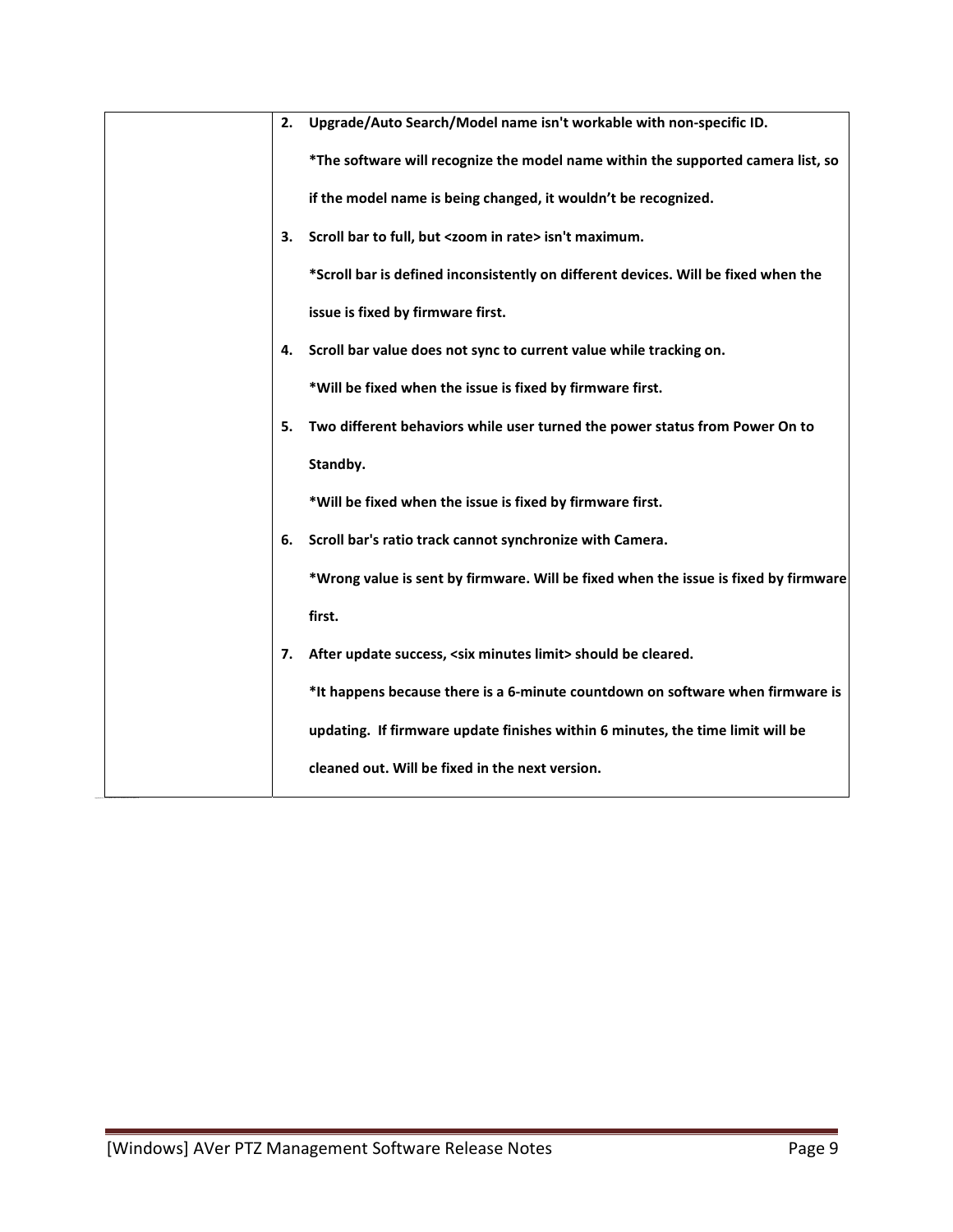| | |
|---|---|
| | 2. **Upgrade/Auto Search/Model name isn't workable with non-specific ID.**<br>**\*The software will recognize the model name within the supported camera list, so if the model name is being changed, it wouldn't be recognized.**<br>3. **Scroll bar to full, but <zoom in rate> isn't maximum.**<br>**\*Scroll bar is defined inconsistently on different devices. Will be fixed when the issue is fixed by firmware first.**<br>4. **Scroll bar value does not sync to current value while tracking on.**<br>**\*Will be fixed when the issue is fixed by firmware first.**<br>5. **Two different behaviors while user turned the power status from Power On to Standby.**<br>**\*Will be fixed when the issue is fixed by firmware first.**<br>6. **Scroll bar's ratio track cannot synchronize with Camera.**<br>**\*Wrong value is sent by firmware. Will be fixed when the issue is fixed by firmware first.**<br>7. **After update success, <six minutes limit> should be cleared.**<br>**\*It happens because there is a 6-minute countdown on software when firmware is updating. If firmware update finishes within 6 minutes, the time limit will be cleaned out. Will be fixed in the next version.** |